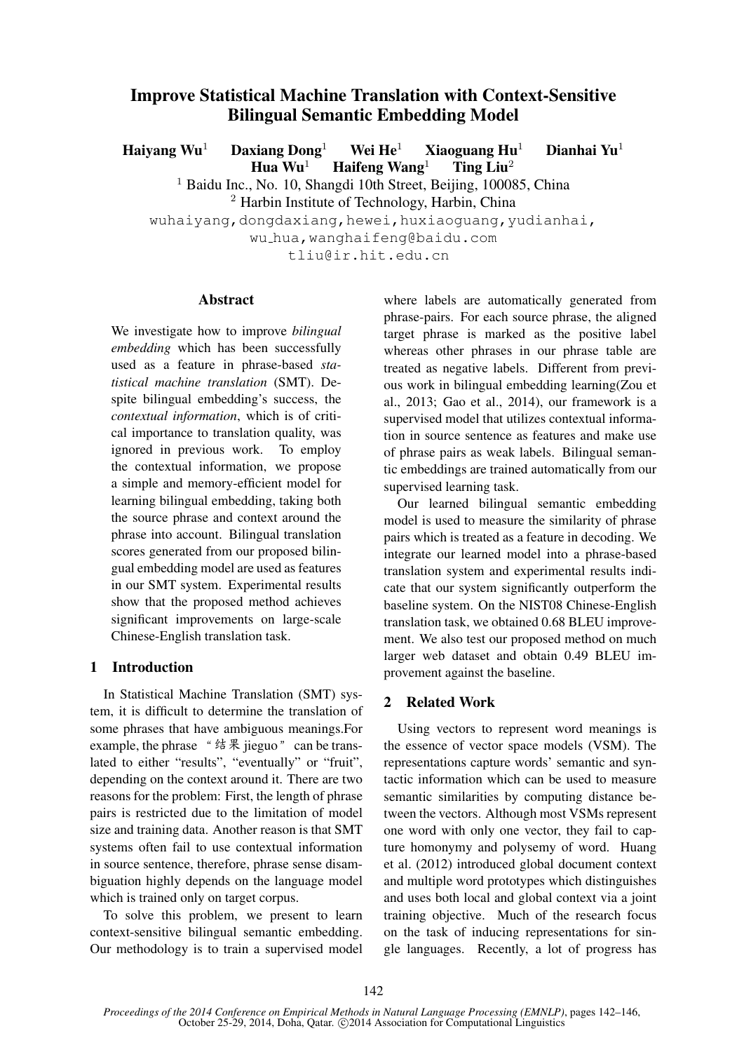# Improve Statistical Machine Translation with Context-Sensitive Bilingual Semantic Embedding Model

**Haiyang Wu**[1] **Daxiang Dong**[1] **Wei He**[1] **Xiaoguang Hu**[1] **Dianhai Yu**[1] **Hua Wu**[1] **Haifeng Wang**[1] **Ting Liu**[2]

[1] Baidu Inc., No. 10, Shangdi 10th Street, Beijing, 100085, China
[2] Harbin Institute of Technology, Harbin, China

wuhaiyang,dongdaxiang,hewei,huxiaoguang,yudianhai, wu_hua,wanghaifeng@baidu.com
tliu@ir.hit.edu.cn

## Abstract

We investigate how to improve *bilingual embedding* which has been successfully used as a feature in phrase-based *statistical machine translation* (SMT). Despite bilingual embedding's success, the *contextual information*, which is of critical importance to translation quality, was ignored in previous work. To employ the contextual information, we propose a simple and memory-efficient model for learning bilingual embedding, taking both the source phrase and context around the phrase into account. Bilingual translation scores generated from our proposed bilingual embedding model are used as features in our SMT system. Experimental results show that the proposed method achieves significant improvements on large-scale Chinese-English translation task.

## 1 Introduction

In Statistical Machine Translation (SMT) system, it is difficult to determine the translation of some phrases that have ambiguous meanings.For example, the phrase "结果 jieguo" can be translated to either "results", "eventually" or "fruit", depending on the context around it. There are two reasons for the problem: First, the length of phrase pairs is restricted due to the limitation of model size and training data. Another reason is that SMT systems often fail to use contextual information in source sentence, therefore, phrase sense disambiguation highly depends on the language model which is trained only on target corpus.

To solve this problem, we present to learn context-sensitive bilingual semantic embedding. Our methodology is to train a supervised model where labels are automatically generated from phrase-pairs. For each source phrase, the aligned target phrase is marked as the positive label whereas other phrases in our phrase table are treated as negative labels. Different from previous work in bilingual embedding learning(Zou et al., 2013; Gao et al., 2014), our framework is a supervised model that utilizes contextual information in source sentence as features and make use of phrase pairs as weak labels. Bilingual semantic embeddings are trained automatically from our supervised learning task.

Our learned bilingual semantic embedding model is used to measure the similarity of phrase pairs which is treated as a feature in decoding. We integrate our learned model into a phrase-based translation system and experimental results indicate that our system significantly outperform the baseline system. On the NIST08 Chinese-English translation task, we obtained 0.68 BLEU improvement. We also test our proposed method on much larger web dataset and obtain 0.49 BLEU improvement against the baseline.

## 2 Related Work

Using vectors to represent word meanings is the essence of vector space models (VSM). The representations capture words' semantic and syntactic information which can be used to measure semantic similarities by computing distance between the vectors. Although most VSMs represent one word with only one vector, they fail to capture homonymy and polysemy of word. Huang et al. (2012) introduced global document context and multiple word prototypes which distinguishes and uses both local and global context via a joint training objective. Much of the research focus on the task of inducing representations for single languages. Recently, a lot of progress has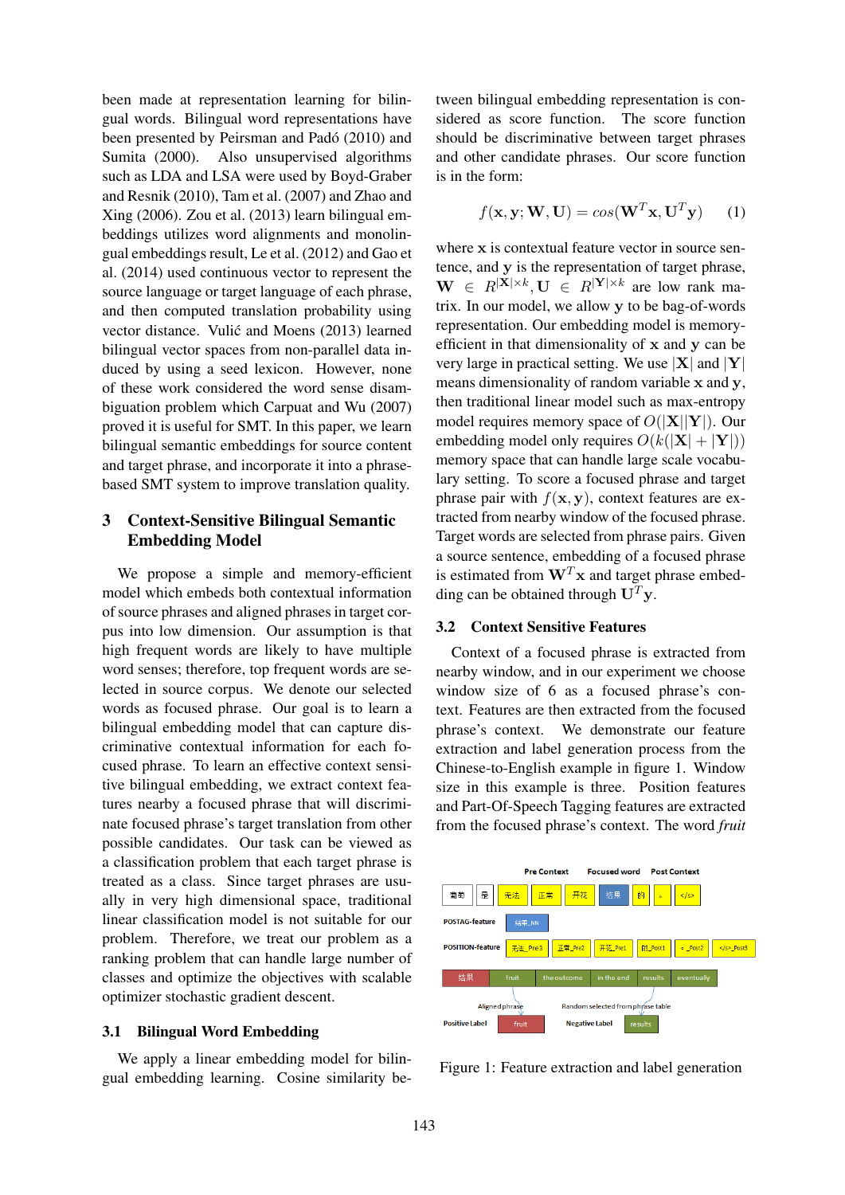been made at representation learning for bilingual words. Bilingual word representations have been presented by Peirsman and Padó (2010) and Sumita (2000). Also unsupervised algorithms such as LDA and LSA were used by Boyd-Graber and Resnik (2010), Tam et al. (2007) and Zhao and Xing (2006). Zou et al. (2013) learn bilingual embeddings utilizes word alignments and monolingual embeddings result, Le et al. (2012) and Gao et al. (2014) used continuous vector to represent the source language or target language of each phrase, and then computed translation probability using vector distance. Vulić and Moens (2013) learned bilingual vector spaces from non-parallel data induced by using a seed lexicon. However, none of these work considered the word sense disambiguation problem which Carpuat and Wu (2007) proved it is useful for SMT. In this paper, we learn bilingual semantic embeddings for source content and target phrase, and incorporate it into a phrase-based SMT system to improve translation quality.

## 3 Context-Sensitive Bilingual Semantic Embedding Model

We propose a simple and memory-efficient model which embeds both contextual information of source phrases and aligned phrases in target corpus into low dimension. Our assumption is that high frequent words are likely to have multiple word senses; therefore, top frequent words are selected in source corpus. We denote our selected words as focused phrase. Our goal is to learn a bilingual embedding model that can capture discriminative contextual information for each focused phrase. To learn an effective context sensitive bilingual embedding, we extract context features nearby a focused phrase that will discriminate focused phrase's target translation from other possible candidates. Our task can be viewed as a classification problem that each target phrase is treated as a class. Since target phrases are usually in very high dimensional space, traditional linear classification model is not suitable for our problem. Therefore, we treat our problem as a ranking problem that can handle large number of classes and optimize the objectives with scalable optimizer stochastic gradient descent.

### 3.1 Bilingual Word Embedding

We apply a linear embedding model for bilingual embedding learning. Cosine similarity between bilingual embedding representation is considered as score function. The score function should be discriminative between target phrases and other candidate phrases. Our score function is in the form:

$$f(\mathbf{x}, \mathbf{y}; \mathbf{W}, \mathbf{U}) = cos(\mathbf{W}^T\mathbf{x}, \mathbf{U}^T\mathbf{y}) \quad (1)$$

where $\mathbf{x}$ is contextual feature vector in source sentence, and $\mathbf{y}$ is the representation of target phrase, $\mathbf{W} \in R^{|\mathbf{X}| \times k}, \mathbf{U} \in R^{|\mathbf{Y}| \times k}$ are low rank matrix. In our model, we allow $\mathbf{y}$ to be bag-of-words representation. Our embedding model is memory-efficient in that dimensionality of $\mathbf{x}$ and $\mathbf{y}$ can be very large in practical setting. We use $|\mathbf{X}|$ and $|\mathbf{Y}|$ means dimensionality of random variable $\mathbf{x}$ and $\mathbf{y}$, then traditional linear model such as max-entropy model requires memory space of $O(|\mathbf{X}||\mathbf{Y}|)$. Our embedding model only requires $O(k(|\mathbf{X}| + |\mathbf{Y}|))$ memory space that can handle large scale vocabulary setting. To score a focused phrase and target phrase pair with $f(\mathbf{x}, \mathbf{y})$, context features are extracted from nearby window of the focused phrase. Target words are selected from phrase pairs. Given a source sentence, embedding of a focused phrase is estimated from $\mathbf{W}^T\mathbf{x}$ and target phrase embedding can be obtained through $\mathbf{U}^T\mathbf{y}$.

### 3.2 Context Sensitive Features

Context of a focused phrase is extracted from nearby window, and in our experiment we choose window size of 6 as a focused phrase's context. Features are then extracted from the focused phrase's context. We demonstrate our feature extraction and label generation process from the Chinese-to-English example in figure 1. Window size in this example is three. Position features and Part-Of-Speech Tagging features are extracted from the focused phrase's context. The word *fruit*

Figure 1: Feature extraction and label generation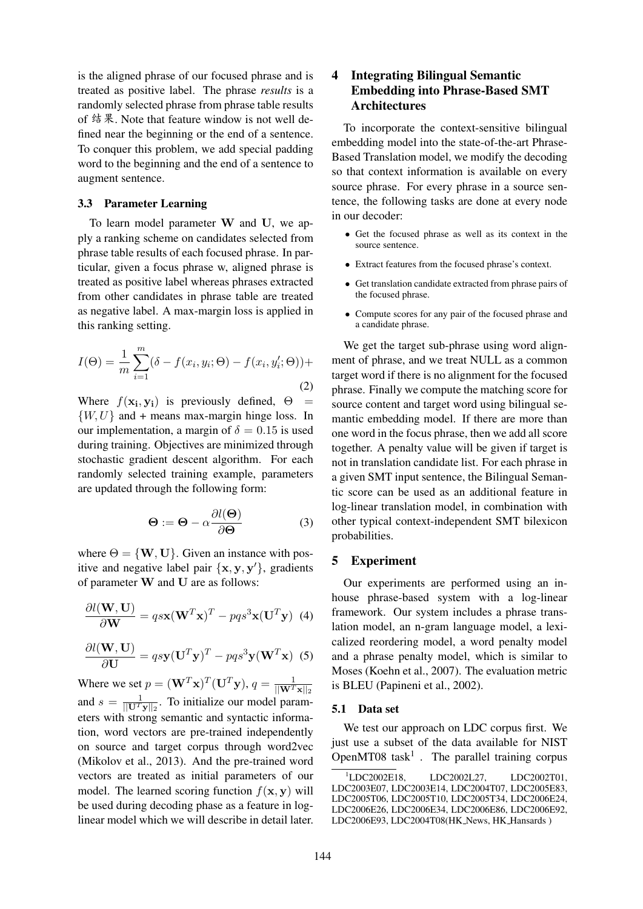is the aligned phrase of our focused phrase and is treated as positive label. The phrase *results* is a randomly selected phrase from phrase table results of 结果. Note that feature window is not well defined near the beginning or the end of a sentence. To conquer this problem, we add special padding word to the beginning and the end of a sentence to augment sentence.

### 3.3 Parameter Learning

To learn model parameter $\mathbf{W}$ and $\mathbf{U}$, we apply a ranking scheme on candidates selected from phrase table results of each focused phrase. In particular, given a focus phrase w, aligned phrase is treated as positive label whereas phrases extracted from other candidates in phrase table are treated as negative label. A max-margin loss is applied in this ranking setting.

$$I(\Theta) = \frac{1}{m}\sum_{i=1}^{m}(\delta - f(x_i, y_i; \Theta) - f(x_i, y_i'; \Theta))+ \quad (2)$$

Where $f(\mathbf{x_i}, \mathbf{y_i})$ is previously defined, $\Theta = \{W, U\}$ and + means max-margin hinge loss. In our implementation, a margin of $\delta = 0.15$ is used during training. Objectives are minimized through stochastic gradient descent algorithm. For each randomly selected training example, parameters are updated through the following form:

$$\mathbf{\Theta} := \mathbf{\Theta} - \alpha \frac{\partial l(\mathbf{\Theta})}{\partial \mathbf{\Theta}} \quad (3)$$

where $\Theta = \{\mathbf{W}, \mathbf{U}\}$. Given an instance with positive and negative label pair $\{\mathbf{x}, \mathbf{y}, \mathbf{y}'\}$, gradients of parameter $\mathbf{W}$ and $\mathbf{U}$ are as follows:

$$\frac{\partial l(\mathbf{W}, \mathbf{U})}{\partial \mathbf{W}} = qs\mathbf{x}(\mathbf{U}^T\mathbf{y})^T - pqs^3\mathbf{x}(\mathbf{U}^T\mathbf{y}) \quad (4)$$

$$\frac{\partial l(\mathbf{W}, \mathbf{U})}{\partial \mathbf{U}} = qs\mathbf{y}(\mathbf{U}^T\mathbf{y})^T - pqs^3\mathbf{y}(\mathbf{W}^T\mathbf{x}) \quad (5)$$

Where we set $p = (\mathbf{W}^T\mathbf{x})^T(\mathbf{U}^T\mathbf{y})$, $q = \frac{1}{||\mathbf{W}^T\mathbf{x}||_2}$ and $s = \frac{1}{||\mathbf{U}^T\mathbf{y}||_2}$. To initialize our model parameters with strong semantic and syntactic information, word vectors are pre-trained independently on source and target corpus through word2vec (Mikolov et al., 2013). And the pre-trained word vectors are treated as initial parameters of our model. The learned scoring function $f(\mathbf{x}, \mathbf{y})$ will be used during decoding phase as a feature in log-linear model which we will describe in detail later.

## 4 Integrating Bilingual Semantic Embedding into Phrase-Based SMT Architectures

To incorporate the context-sensitive bilingual embedding model into the state-of-the-art Phrase-Based Translation model, we modify the decoding so that context information is available on every source phrase. For every phrase in a source sentence, the following tasks are done at every node in our decoder:

- Get the focused phrase as well as its context in the source sentence.
- Extract features from the focused phrase's context.
- Get translation candidate extracted from phrase pairs of the focused phrase.
- Compute scores for any pair of the focused phrase and a candidate phrase.

We get the target sub-phrase using word alignment of phrase, and we treat NULL as a common target word if there is no alignment for the focused phrase. Finally we compute the matching score for source content and target word using bilingual semantic embedding model. If there are more than one word in the focus phrase, then we add all score together. A penalty value will be given if target is not in translation candidate list. For each phrase in a given SMT input sentence, the Bilingual Semantic score can be used as an additional feature in log-linear translation model, in combination with other typical context-independent SMT bilexicon probabilities.

## 5 Experiment

Our experiments are performed using an in-house phrase-based system with a log-linear framework. Our system includes a phrase translation model, an n-gram language model, a lexicalized reordering model, a word penalty model and a phrase penalty model, which is similar to Moses (Koehn et al., 2007). The evaluation metric is BLEU (Papineni et al., 2002).

### 5.1 Data set

We test our approach on LDC corpus first. We just use a subset of the data available for NIST OpenMT08 task[1] . The parallel training corpus

[1] LDC2002E18, LDC2002L27, LDC2002T01, LDC2003E07, LDC2003E14, LDC2004T07, LDC2005E83, LDC2005T06, LDC2005T10, LDC2005T34, LDC2006E24, LDC2006E26, LDC2006E34, LDC2006E86, LDC2006E92, LDC2006E93, LDC2004T08(HK_News, HK_Hansards )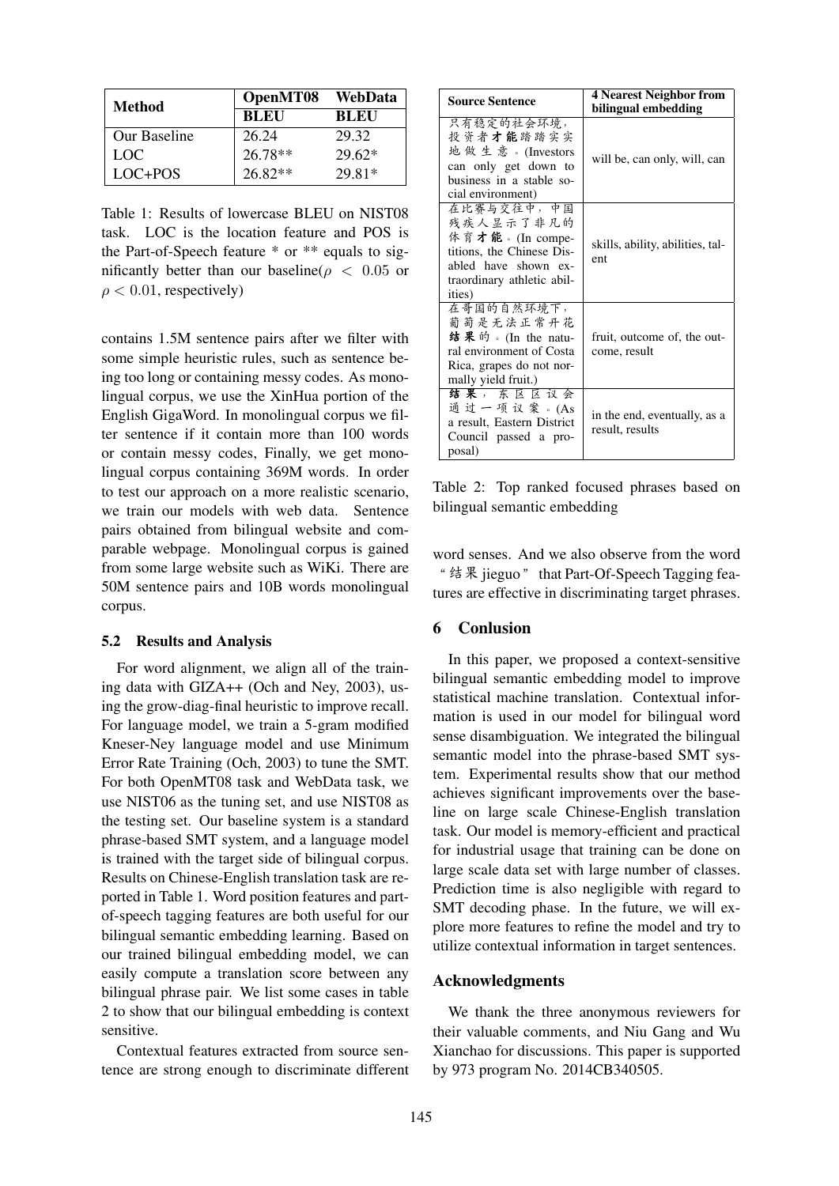| Method | OpenMT08 | WebData |
|---|---|---|
| | BLEU | BLEU |
| Our Baseline | 26.24 | 29.32 |
| LOC | 26.78** | 29.62* |
| LOC+POS | 26.82** | 29.81* |

Table 1: Results of lowercase BLEU on NIST08 task. LOC is the location feature and POS is the Part-of-Speech feature * or ** equals to significantly better than our baseline($\rho < 0.05$ or $\rho < 0.01$, respectively)

contains 1.5M sentence pairs after we filter with some simple heuristic rules, such as sentence being too long or containing messy codes. As monolingual corpus, we use the XinHua portion of the English GigaWord. In monolingual corpus we filter sentence if it contain more than 100 words or contain messy codes, Finally, we get monolingual corpus containing 369M words. In order to test our approach on a more realistic scenario, we train our models with web data. Sentence pairs obtained from bilingual website and comparable webpage. Monolingual corpus is gained from some large website such as WiKi. There are 50M sentence pairs and 10B words monolingual corpus.

### 5.2 Results and Analysis

For word alignment, we align all of the training data with GIZA++ (Och and Ney, 2003), using the grow-diag-final heuristic to improve recall. For language model, we train a 5-gram modified Kneser-Ney language model and use Minimum Error Rate Training (Och, 2003) to tune the SMT. For both OpenMT08 task and WebData task, we use NIST06 as the tuning set, and use NIST08 as the testing set. Our baseline system is a standard phrase-based SMT system, and a language model is trained with the target side of bilingual corpus. Results on Chinese-English translation task are reported in Table 1. Word position features and part-of-speech tagging features are both useful for our bilingual semantic embedding learning. Based on our trained bilingual embedding model, we can easily compute a translation score between any bilingual phrase pair. We list some cases in table 2 to show that our bilingual embedding is context sensitive.

Contextual features extracted from source sentence are strong enough to discriminate different

| Source Sentence | 4 Nearest Neighbor from bilingual embedding |
|---|---|
| 只有稳定的社会环境，投资者**才能**踏踏实实地做生意。(Investors can only get down to business in a stable social environment) | will be, can only, will, can |
| 在比赛与交往中，中国残疾人显示了非凡的体育**才能**。(In competitions, the Chinese Disabled have shown extraordinary athletic abilities) | skills, ability, abilities, talent |
| 在哥国的自然环境下，葡萄是无法正常开花**结果**的。(In the natural environment of Costa Rica, grapes do not normally yield fruit.) | fruit, outcome of, the outcome, result |
| **结果**，东区区议会通过一项议案。(As a result, Eastern District Council passed a proposal) | in the end, eventually, as a result, results |

Table 2: Top ranked focused phrases based on bilingual semantic embedding

word senses. And we also observe from the word "结果 jieguo" that Part-Of-Speech Tagging features are effective in discriminating target phrases.

## 6 Conlusion

In this paper, we proposed a context-sensitive bilingual semantic embedding model to improve statistical machine translation. Contextual information is used in our model for bilingual word sense disambiguation. We integrated the bilingual semantic model into the phrase-based SMT system. Experimental results show that our method achieves significant improvements over the baseline on large scale Chinese-English translation task. Our model is memory-efficient and practical for industrial usage that training can be done on large scale data set with large number of classes. Prediction time is also negligible with regard to SMT decoding phase. In the future, we will explore more features to refine the model and try to utilize contextual information in target sentences.

## Acknowledgments

We thank the three anonymous reviewers for their valuable comments, and Niu Gang and Wu Xianchao for discussions. This paper is supported by 973 program No. 2014CB340505.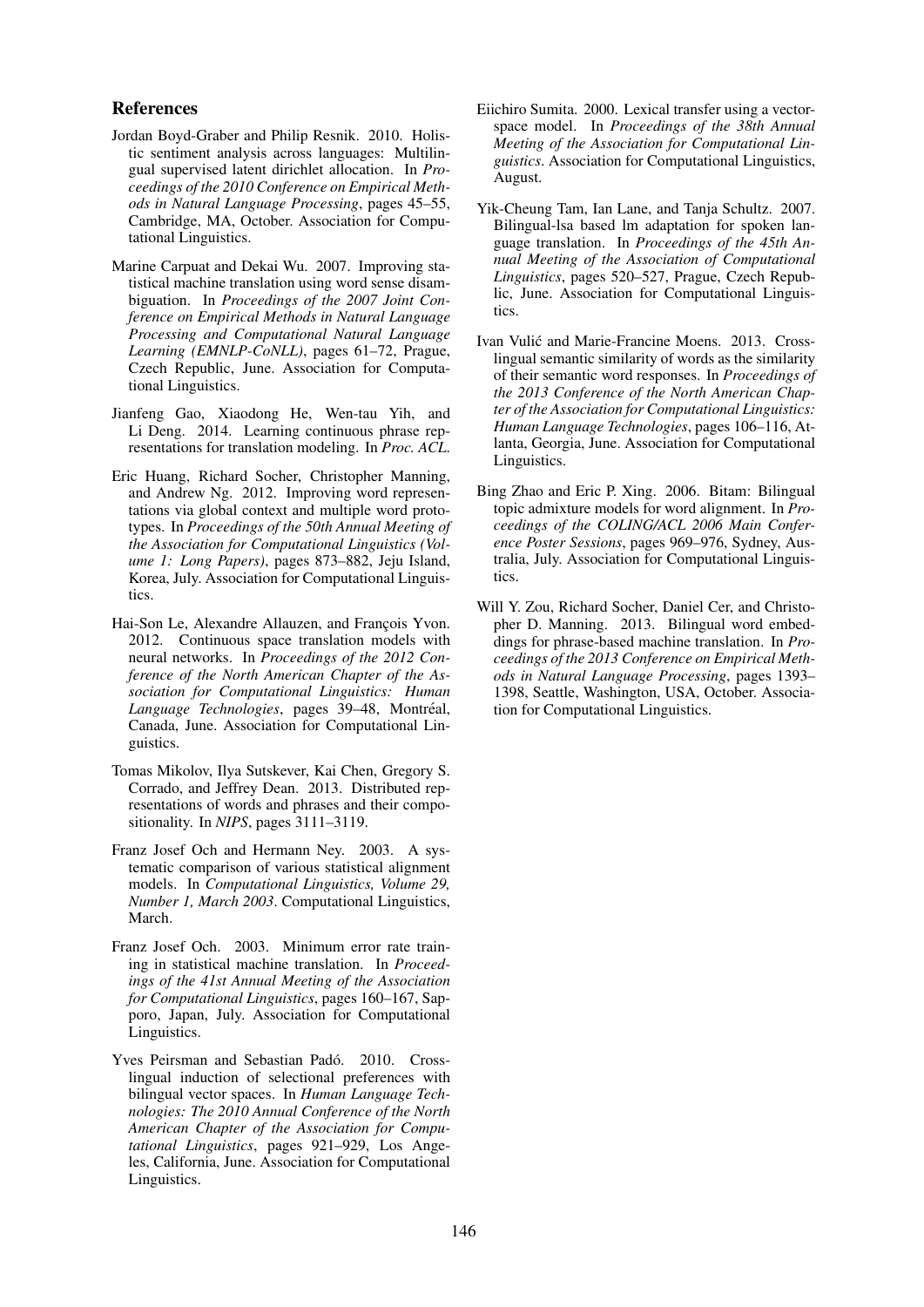## References

Jordan Boyd-Graber and Philip Resnik. 2010. Holistic sentiment analysis across languages: Multilingual supervised latent dirichlet allocation. In *Proceedings of the 2010 Conference on Empirical Methods in Natural Language Processing*, pages 45–55, Cambridge, MA, October. Association for Computational Linguistics.

Marine Carpuat and Dekai Wu. 2007. Improving statistical machine translation using word sense disambiguation. In *Proceedings of the 2007 Joint Conference on Empirical Methods in Natural Language Processing and Computational Natural Language Learning (EMNLP-CoNLL)*, pages 61–72, Prague, Czech Republic, June. Association for Computational Linguistics.

Jianfeng Gao, Xiaodong He, Wen-tau Yih, and Li Deng. 2014. Learning continuous phrase representations for translation modeling. In *Proc. ACL*.

Eric Huang, Richard Socher, Christopher Manning, and Andrew Ng. 2012. Improving word representations via global context and multiple word prototypes. In *Proceedings of the 50th Annual Meeting of the Association for Computational Linguistics (Volume 1: Long Papers)*, pages 873–882, Jeju Island, Korea, July. Association for Computational Linguistics.

Hai-Son Le, Alexandre Allauzen, and François Yvon. 2012. Continuous space translation models with neural networks. In *Proceedings of the 2012 Conference of the North American Chapter of the Association for Computational Linguistics: Human Language Technologies*, pages 39–48, Montréal, Canada, June. Association for Computational Linguistics.

Tomas Mikolov, Ilya Sutskever, Kai Chen, Gregory S. Corrado, and Jeffrey Dean. 2013. Distributed representations of words and phrases and their compositionality. In *NIPS*, pages 3111–3119.

Franz Josef Och and Hermann Ney. 2003. A systematic comparison of various statistical alignment models. In *Computational Linguistics, Volume 29, Number 1, March 2003*. Computational Linguistics, March.

Franz Josef Och. 2003. Minimum error rate training in statistical machine translation. In *Proceedings of the 41st Annual Meeting of the Association for Computational Linguistics*, pages 160–167, Sapporo, Japan, July. Association for Computational Linguistics.

Yves Peirsman and Sebastian Padó. 2010. Cross-lingual induction of selectional preferences with bilingual vector spaces. In *Human Language Technologies: The 2010 Annual Conference of the North American Chapter of the Association for Computational Linguistics*, pages 921–929, Los Angeles, California, June. Association for Computational Linguistics.

Eiichiro Sumita. 2000. Lexical transfer using a vector-space model. In *Proceedings of the 38th Annual Meeting of the Association for Computational Linguistics*. Association for Computational Linguistics, August.

Yik-Cheung Tam, Ian Lane, and Tanja Schultz. 2007. Bilingual-lsa based lm adaptation for spoken language translation. In *Proceedings of the 45th Annual Meeting of the Association of Computational Linguistics*, pages 520–527, Prague, Czech Republic, June. Association for Computational Linguistics.

Ivan Vulić and Marie-Francine Moens. 2013. Cross-lingual semantic similarity of words as the similarity of their semantic word responses. In *Proceedings of the 2013 Conference of the North American Chapter of the Association for Computational Linguistics: Human Language Technologies*, pages 106–116, Atlanta, Georgia, June. Association for Computational Linguistics.

Bing Zhao and Eric P. Xing. 2006. Bitam: Bilingual topic admixture models for word alignment. In *Proceedings of the COLING/ACL 2006 Main Conference Poster Sessions*, pages 969–976, Sydney, Australia, July. Association for Computational Linguistics.

Will Y. Zou, Richard Socher, Daniel Cer, and Christopher D. Manning. 2013. Bilingual word embeddings for phrase-based machine translation. In *Proceedings of the 2013 Conference on Empirical Methods in Natural Language Processing*, pages 1393–1398, Seattle, Washington, USA, October. Association for Computational Linguistics.